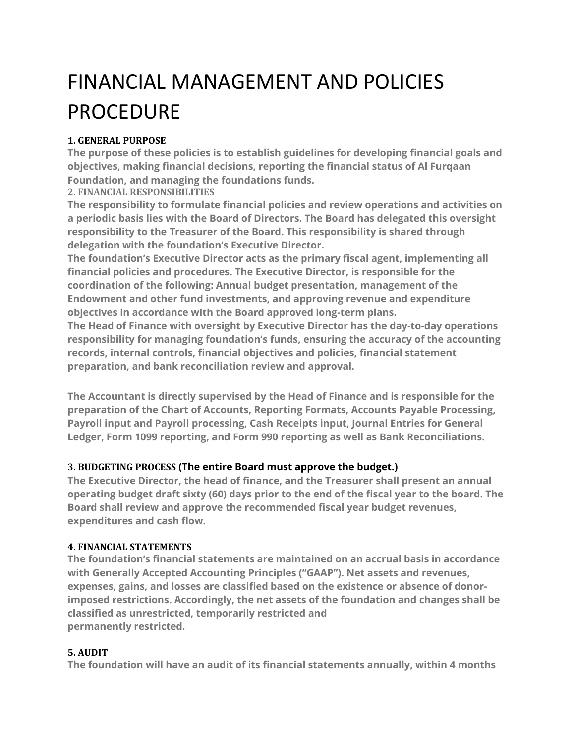# FINANCIAL MANAGEMENT AND POLICIES PROCEDURE

## 1. GENERAL PURPOSE

**The purpose of these policies is to establish guidelines for developing financial goals and objectives, making financial decisions, reporting the financial status of Al Furqaan Foundation, and managing the foundations funds.**

## 2. FINANCIAL RESPONSIBILITIES

**The responsibility to formulate financial policies and review operations and activities on a periodic basis lies with the Board of Directors. The Board has delegated this oversight responsibility to the Treasurer of the Board. This responsibility is shared through delegation with the foundation's Executive Director.**

**The foundation's Executive Director acts as the primary fiscal agent, implementing all financial policies and procedures. The Executive Director, is responsible for the coordination of the following: Annual budget presentation, management of the Endowment and other fund investments, and approving revenue and expenditure objectives in accordance with the Board approved long-term plans.**

**The Head of Finance with oversight by Executive Director has the day-to-day operations responsibility for managing foundation's funds, ensuring the accuracy of the accounting records, internal controls, financial objectives and policies, financial statement preparation, and bank reconciliation review and approval.**

**The Accountant is directly supervised by the Head of Finance and is responsible for the preparation of the Chart of Accounts, Reporting Formats, Accounts Payable Processing, Payroll input and Payroll processing, Cash Receipts input, Journal Entries for General Ledger, Form 1099 reporting, and Form 990 reporting as well as Bank Reconciliations.**

## 3. BUDGETING PROCESS (The entire Board must approve the budget.)

**The Executive Director, the head of finance, and the Treasurer shall present an annual operating budget draft sixty (60) days prior to the end of the fiscal year to the board. The Board shall review and approve the recommended fiscal year budget revenues, expenditures and cash flow.**

## 4. FINANCIAL STATEMENTS

**The foundation's financial statements are maintained on an accrual basis in accordance with Generally Accepted Accounting Principles ("GAAP"). Net assets and revenues, expenses, gains, and losses are classified based on the existence or absence of donor-imposed restrictions. Accordingly, the net assets of the foundation and changes shall be classified as unrestricted, temporarily restricted and permanently restricted.**

## 5. AUDIT

**The foundation will have an audit of its financial statements annually, within 4 months**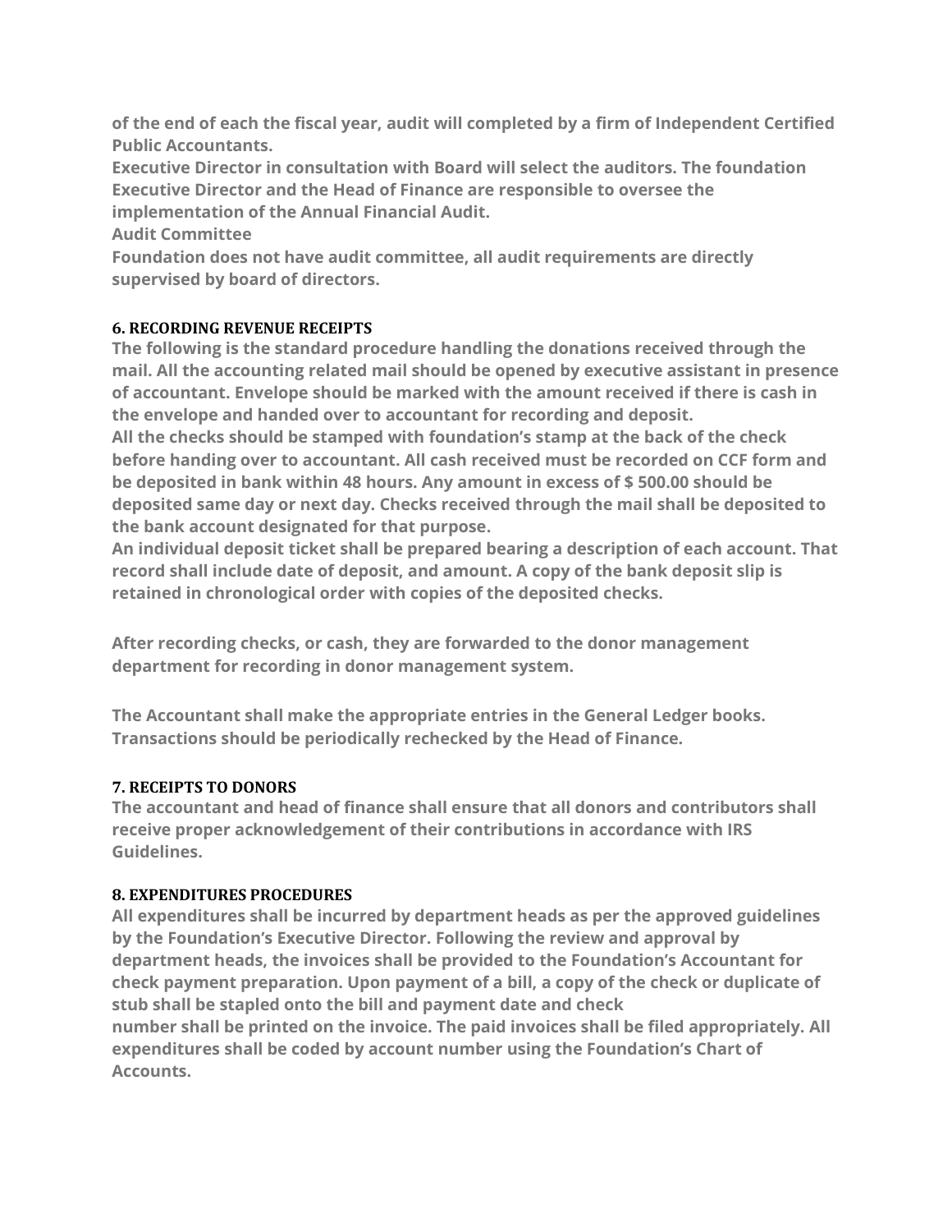**of the end of each the fiscal year, audit will completed by a firm of Independent Certified Public Accountants.**

**Executive Director in consultation with Board will select the auditors. The foundation Executive Director and the Head of Finance are responsible to oversee the implementation of the Annual Financial Audit.**

**Audit Committee**

**Foundation does not have audit committee, all audit requirements are directly supervised by board of directors.**

## 6. RECORDING REVENUE RECEIPTS

**The following is the standard procedure handling the donations received through the mail. All the accounting related mail should be opened by executive assistant in presence of accountant. Envelope should be marked with the amount received if there is cash in the envelope and handed over to accountant for recording and deposit.**

**All the checks should be stamped with foundation's stamp at the back of the check before handing over to accountant. All cash received must be recorded on CCF form and be deposited in bank within 48 hours. Any amount in excess of $ 500.00 should be deposited same day or next day. Checks received through the mail shall be deposited to the bank account designated for that purpose.**

**An individual deposit ticket shall be prepared bearing a description of each account. That record shall include date of deposit, and amount. A copy of the bank deposit slip is retained in chronological order with copies of the deposited checks.**

**After recording checks, or cash, they are forwarded to the donor management department for recording in donor management system.**

**The Accountant shall make the appropriate entries in the General Ledger books. Transactions should be periodically rechecked by the Head of Finance.**

## 7. RECEIPTS TO DONORS

**The accountant and head of finance shall ensure that all donors and contributors shall receive proper acknowledgement of their contributions in accordance with IRS Guidelines.**

## 8. EXPENDITURES PROCEDURES

**All expenditures shall be incurred by department heads as per the approved guidelines by the Foundation's Executive Director. Following the review and approval by department heads, the invoices shall be provided to the Foundation's Accountant for check payment preparation. Upon payment of a bill, a copy of the check or duplicate of stub shall be stapled onto the bill and payment date and check number shall be printed on the invoice. The paid invoices shall be filed appropriately. All expenditures shall be coded by account number using the Foundation's Chart of Accounts.**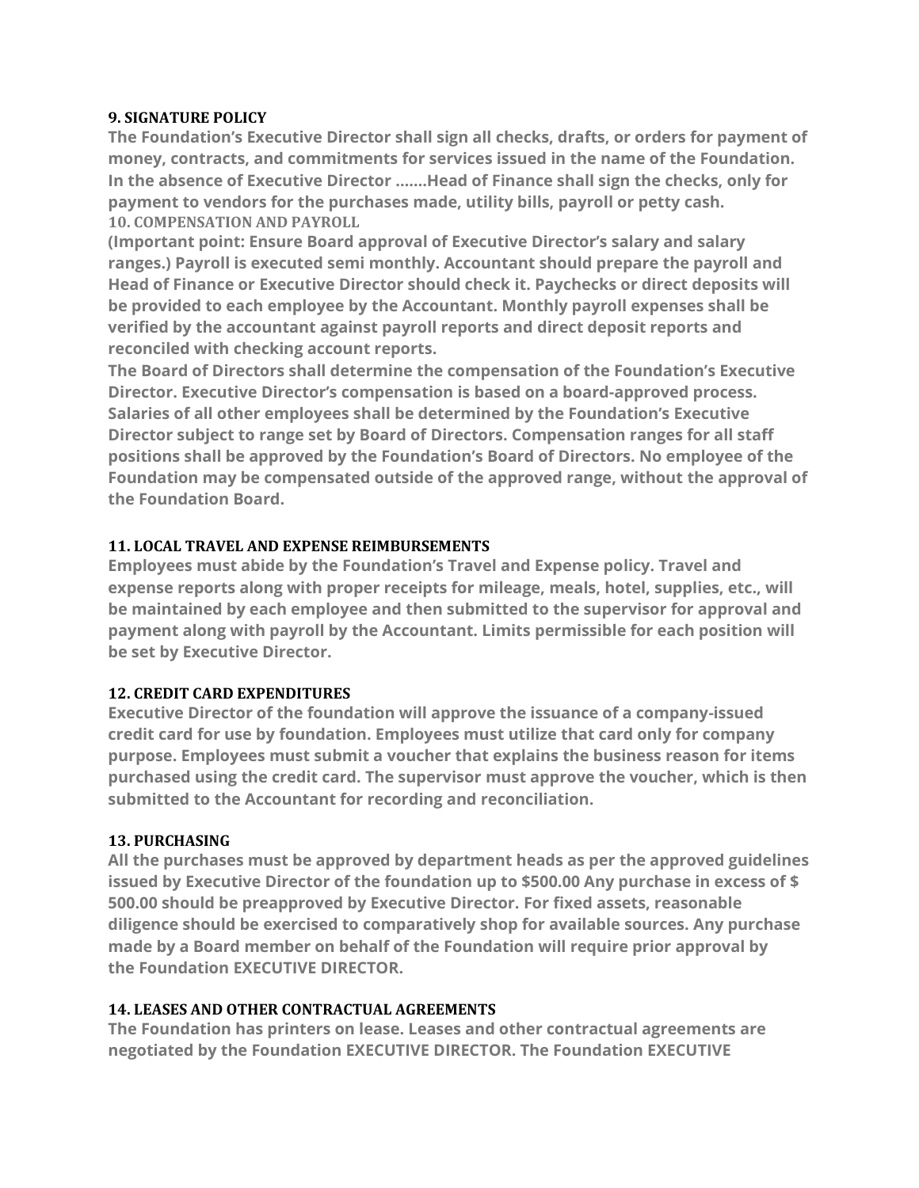### 9. SIGNATURE POLICY

**The Foundation's Executive Director shall sign all checks, drafts, or orders for payment of money, contracts, and commitments for services issued in the name of the Foundation. In the absence of Executive Director …….Head of Finance shall sign the checks, only for payment to vendors for the purchases made, utility bills, payroll or petty cash.**

### 10. COMPENSATION AND PAYROLL

**(Important point: Ensure Board approval of Executive Director's salary and salary ranges.) Payroll is executed semi monthly. Accountant should prepare the payroll and Head of Finance or Executive Director should check it. Paychecks or direct deposits will be provided to each employee by the Accountant. Monthly payroll expenses shall be verified by the accountant against payroll reports and direct deposit reports and reconciled with checking account reports.**

**The Board of Directors shall determine the compensation of the Foundation's Executive Director. Executive Director's compensation is based on a board-approved process. Salaries of all other employees shall be determined by the Foundation's Executive Director subject to range set by Board of Directors. Compensation ranges for all staff positions shall be approved by the Foundation's Board of Directors. No employee of the Foundation may be compensated outside of the approved range, without the approval of the Foundation Board.**

### 11. LOCAL TRAVEL AND EXPENSE REIMBURSEMENTS

**Employees must abide by the Foundation's Travel and Expense policy. Travel and expense reports along with proper receipts for mileage, meals, hotel, supplies, etc., will be maintained by each employee and then submitted to the supervisor for approval and payment along with payroll by the Accountant. Limits permissible for each position will be set by Executive Director.**

### 12. CREDIT CARD EXPENDITURES

**Executive Director of the foundation will approve the issuance of a company-issued credit card for use by foundation. Employees must utilize that card only for company purpose. Employees must submit a voucher that explains the business reason for items purchased using the credit card. The supervisor must approve the voucher, which is then submitted to the Accountant for recording and reconciliation.**

### 13. PURCHASING

**All the purchases must be approved by department heads as per the approved guidelines issued by Executive Director of the foundation up to $500.00 Any purchase in excess of $ 500.00 should be preapproved by Executive Director. For fixed assets, reasonable diligence should be exercised to comparatively shop for available sources. Any purchase made by a Board member on behalf of the Foundation will require prior approval by the Foundation EXECUTIVE DIRECTOR.**

### 14. LEASES AND OTHER CONTRACTUAL AGREEMENTS

**The Foundation has printers on lease. Leases and other contractual agreements are negotiated by the Foundation EXECUTIVE DIRECTOR. The Foundation EXECUTIVE**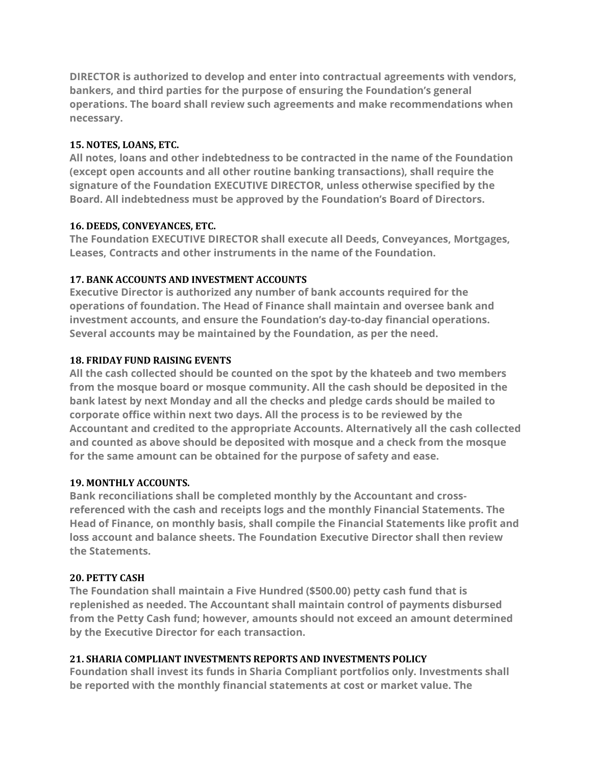**DIRECTOR is authorized to develop and enter into contractual agreements with vendors, bankers, and third parties for the purpose of ensuring the Foundation's general operations. The board shall review such agreements and make recommendations when necessary.**

### 15. NOTES, LOANS, ETC.

**All notes, loans and other indebtedness to be contracted in the name of the Foundation (except open accounts and all other routine banking transactions), shall require the signature of the Foundation EXECUTIVE DIRECTOR, unless otherwise specified by the Board. All indebtedness must be approved by the Foundation's Board of Directors.**

### 16. DEEDS, CONVEYANCES, ETC.

**The Foundation EXECUTIVE DIRECTOR shall execute all Deeds, Conveyances, Mortgages, Leases, Contracts and other instruments in the name of the Foundation.**

### 17. BANK ACCOUNTS AND INVESTMENT ACCOUNTS

**Executive Director is authorized any number of bank accounts required for the operations of foundation. The Head of Finance shall maintain and oversee bank and investment accounts, and ensure the Foundation's day-to-day financial operations. Several accounts may be maintained by the Foundation, as per the need.**

### 18. FRIDAY FUND RAISING EVENTS

**All the cash collected should be counted on the spot by the khateeb and two members from the mosque board or mosque community. All the cash should be deposited in the bank latest by next Monday and all the checks and pledge cards should be mailed to corporate office within next two days. All the process is to be reviewed by the Accountant and credited to the appropriate Accounts. Alternatively all the cash collected and counted as above should be deposited with mosque and a check from the mosque for the same amount can be obtained for the purpose of safety and ease.**

### 19. MONTHLY ACCOUNTS.

**Bank reconciliations shall be completed monthly by the Accountant and cross-referenced with the cash and receipts logs and the monthly Financial Statements. The Head of Finance, on monthly basis, shall compile the Financial Statements like profit and loss account and balance sheets. The Foundation Executive Director shall then review the Statements.**

### 20. PETTY CASH

**The Foundation shall maintain a Five Hundred ($500.00) petty cash fund that is replenished as needed. The Accountant shall maintain control of payments disbursed from the Petty Cash fund; however, amounts should not exceed an amount determined by the Executive Director for each transaction.**

### 21. SHARIA COMPLIANT INVESTMENTS REPORTS AND INVESTMENTS POLICY

**Foundation shall invest its funds in Sharia Compliant portfolios only. Investments shall be reported with the monthly financial statements at cost or market value. The**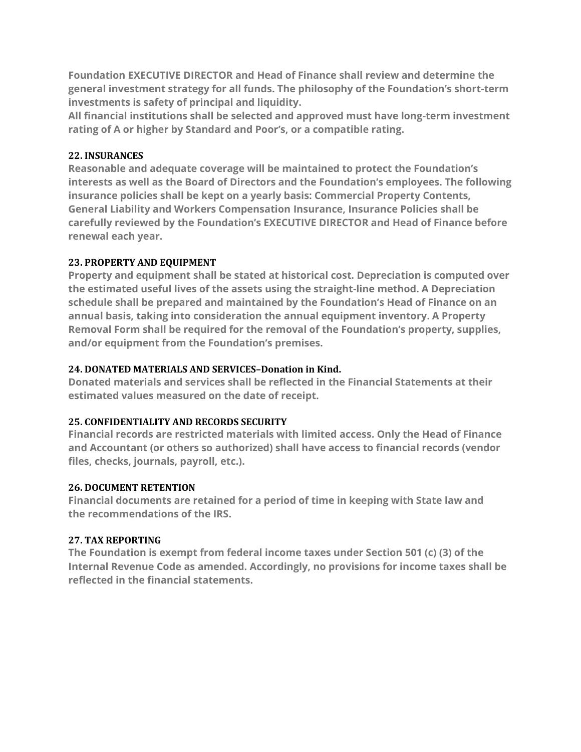**Foundation EXECUTIVE DIRECTOR and Head of Finance shall review and determine the general investment strategy for all funds. The philosophy of the Foundation's short-term investments is safety of principal and liquidity.**

**All financial institutions shall be selected and approved must have long-term investment rating of A or higher by Standard and Poor's, or a compatible rating.**

## 22. INSURANCES

**Reasonable and adequate coverage will be maintained to protect the Foundation's interests as well as the Board of Directors and the Foundation's employees. The following insurance policies shall be kept on a yearly basis: Commercial Property Contents, General Liability and Workers Compensation Insurance, Insurance Policies shall be carefully reviewed by the Foundation's EXECUTIVE DIRECTOR and Head of Finance before renewal each year.**

## 23. PROPERTY AND EQUIPMENT

**Property and equipment shall be stated at historical cost. Depreciation is computed over the estimated useful lives of the assets using the straight-line method. A Depreciation schedule shall be prepared and maintained by the Foundation's Head of Finance on an annual basis, taking into consideration the annual equipment inventory. A Property Removal Form shall be required for the removal of the Foundation's property, supplies, and/or equipment from the Foundation's premises.**

## 24. DONATED MATERIALS AND SERVICES–Donation in Kind.

**Donated materials and services shall be reflected in the Financial Statements at their estimated values measured on the date of receipt.**

## 25. CONFIDENTIALITY AND RECORDS SECURITY

**Financial records are restricted materials with limited access. Only the Head of Finance and Accountant (or others so authorized) shall have access to financial records (vendor files, checks, journals, payroll, etc.).**

## 26. DOCUMENT RETENTION

**Financial documents are retained for a period of time in keeping with State law and the recommendations of the IRS.**

## 27. TAX REPORTING

**The Foundation is exempt from federal income taxes under Section 501 (c) (3) of the Internal Revenue Code as amended. Accordingly, no provisions for income taxes shall be reflected in the financial statements.**